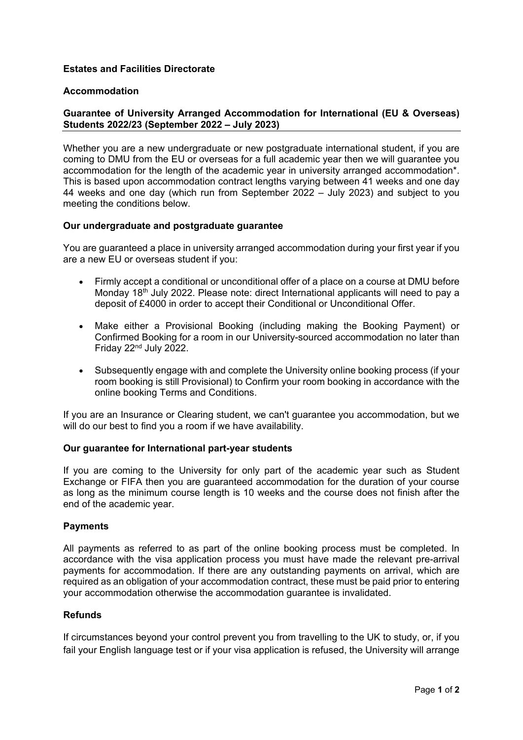**Estates and Facilities Directorate**

**Accommodation**

**Guarantee of University Arranged Accommodation for International (EU & Overseas) Students 2022/23 (September 2022 – July 2023)**

Whether you are a new undergraduate or new postgraduate international student, if you are coming to DMU from the EU or overseas for a full academic year then we will guarantee you accommodation for the length of the academic year in university arranged accommodation*. This is based upon accommodation contract lengths varying between 41 weeks and one day 44 weeks and one day (which run from September 2022 – July 2023) and subject to you meeting the conditions below.

**Our undergraduate and postgraduate guarantee**

You are guaranteed a place in university arranged accommodation during your first year if you are a new EU or overseas student if you:

- Firmly accept a conditional or unconditional offer of a place on a course at DMU before Monday 18th July 2022. Please note: direct International applicants will need to pay a deposit of £4000 in order to accept their Conditional or Unconditional Offer.
- Make either a Provisional Booking (including making the Booking Payment) or Confirmed Booking for a room in our University-sourced accommodation no later than Friday 22nd July 2022.
- Subsequently engage with and complete the University online booking process (if your room booking is still Provisional) to Confirm your room booking in accordance with the online booking Terms and Conditions.

If you are an Insurance or Clearing student, we can't guarantee you accommodation, but we will do our best to find you a room if we have availability.

**Our guarantee for International part-year students**

If you are coming to the University for only part of the academic year such as Student Exchange or FIFA then you are guaranteed accommodation for the duration of your course as long as the minimum course length is 10 weeks and the course does not finish after the end of the academic year.

**Payments**

All payments as referred to as part of the online booking process must be completed. In accordance with the visa application process you must have made the relevant pre-arrival payments for accommodation. If there are any outstanding payments on arrival, which are required as an obligation of your accommodation contract, these must be paid prior to entering your accommodation otherwise the accommodation guarantee is invalidated.

**Refunds**

If circumstances beyond your control prevent you from travelling to the UK to study, or, if you fail your English language test or if your visa application is refused, the University will arrange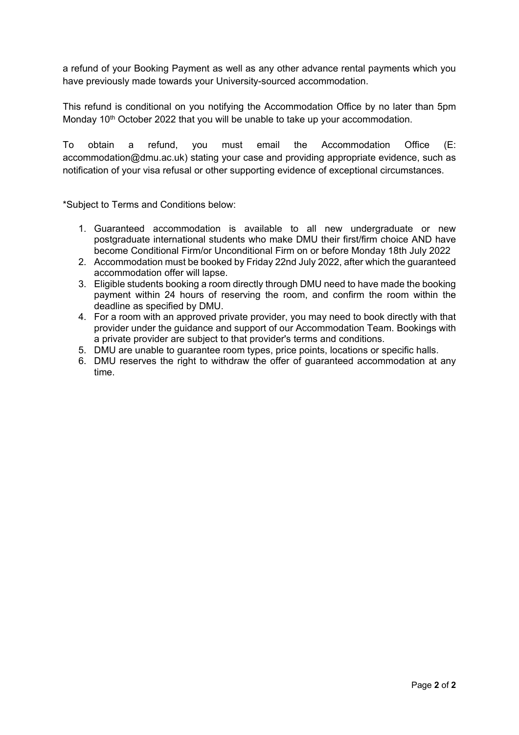a refund of your Booking Payment as well as any other advance rental payments which you have previously made towards your University-sourced accommodation.

This refund is conditional on you notifying the Accommodation Office by no later than 5pm Monday 10th October 2022 that you will be unable to take up your accommodation.

To obtain a refund, you must email the Accommodation Office (E: accommodation@dmu.ac.uk) stating your case and providing appropriate evidence, such as notification of your visa refusal or other supporting evidence of exceptional circumstances.

*Subject to Terms and Conditions below:

1. Guaranteed accommodation is available to all new undergraduate or new postgraduate international students who make DMU their first/firm choice AND have become Conditional Firm/or Unconditional Firm on or before Monday 18th July 2022
2. Accommodation must be booked by Friday 22nd July 2022, after which the guaranteed accommodation offer will lapse.
3. Eligible students booking a room directly through DMU need to have made the booking payment within 24 hours of reserving the room, and confirm the room within the deadline as specified by DMU.
4. For a room with an approved private provider, you may need to book directly with that provider under the guidance and support of our Accommodation Team. Bookings with a private provider are subject to that provider's terms and conditions.
5. DMU are unable to guarantee room types, price points, locations or specific halls.
6. DMU reserves the right to withdraw the offer of guaranteed accommodation at any time.